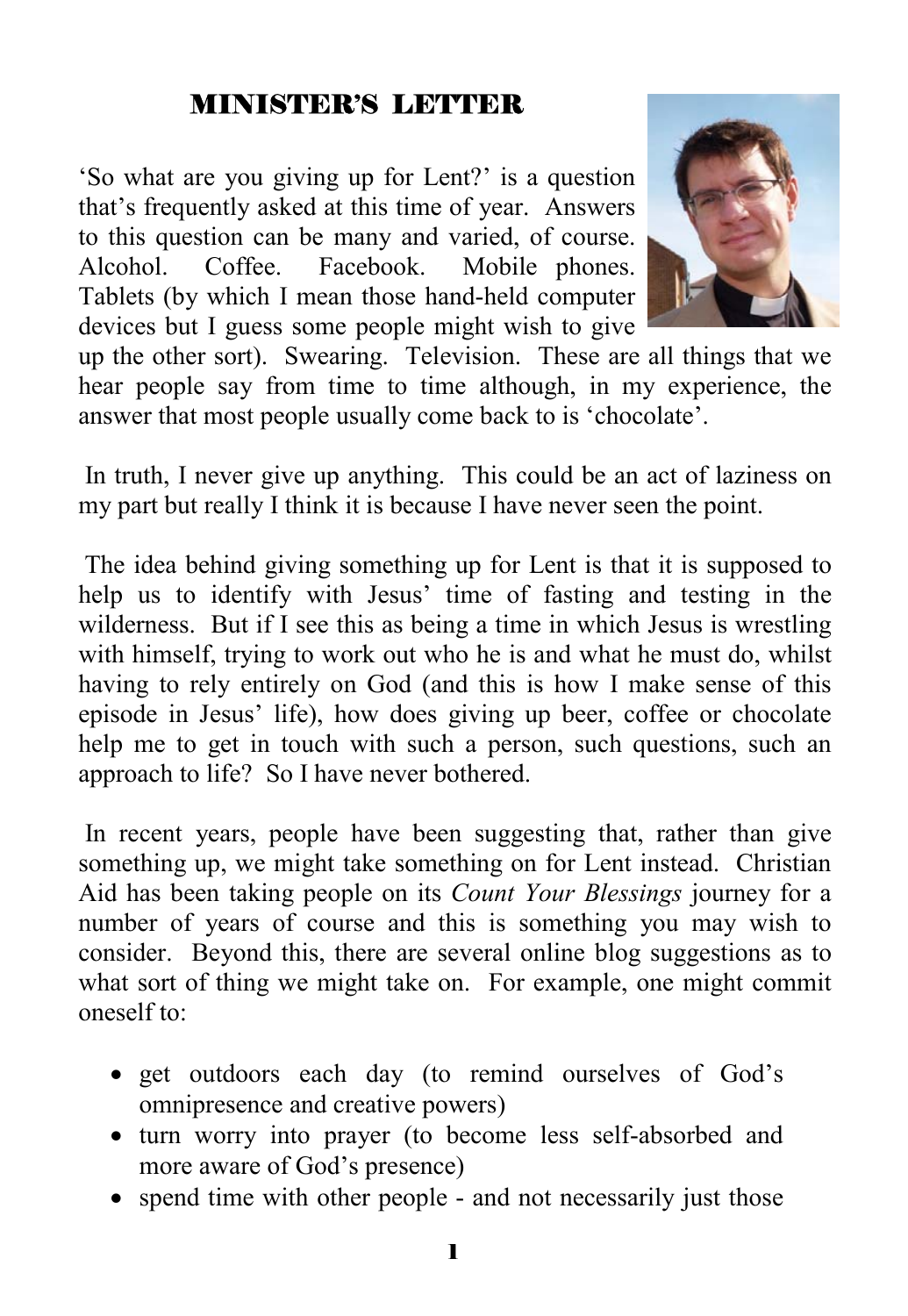# MINISTER'S LETTER

'So what are you giving up for Lent?' is a question that's frequently asked at this time of year. Answers to this question can be many and varied, of course. Alcohol. Coffee. Facebook. Mobile phones. Tablets (by which I mean those hand-held computer devices but I guess some people might wish to give up the other sort). Swearing. Television. These are all things that we hear people say from time to time although, in my experience, the answer that most people usually come back to is 'chocolate'.

In truth, I never give up anything. This could be an act of laziness on my part but really I think it is because I have never seen the point.

The idea behind giving something up for Lent is that it is supposed to help us to identify with Jesus' time of fasting and testing in the wilderness. But if I see this as being a time in which Jesus is wrestling with himself, trying to work out who he is and what he must do, whilst having to rely entirely on God (and this is how I make sense of this episode in Jesus' life), how does giving up beer, coffee or chocolate help me to get in touch with such a person, such questions, such an approach to life? So I have never bothered.

In recent years, people have been suggesting that, rather than give something up, we might take something on for Lent instead. Christian Aid has been taking people on its *Count Your Blessings* journey for a number of years of course and this is something you may wish to consider. Beyond this, there are several online blog suggestions as to what sort of thing we might take on. For example, one might commit oneself to:

- get outdoors each day (to remind ourselves of God's omnipresence and creative powers)
- turn worry into prayer (to become less self-absorbed and more aware of God's presence)
- spend time with other people - and not necessarily just those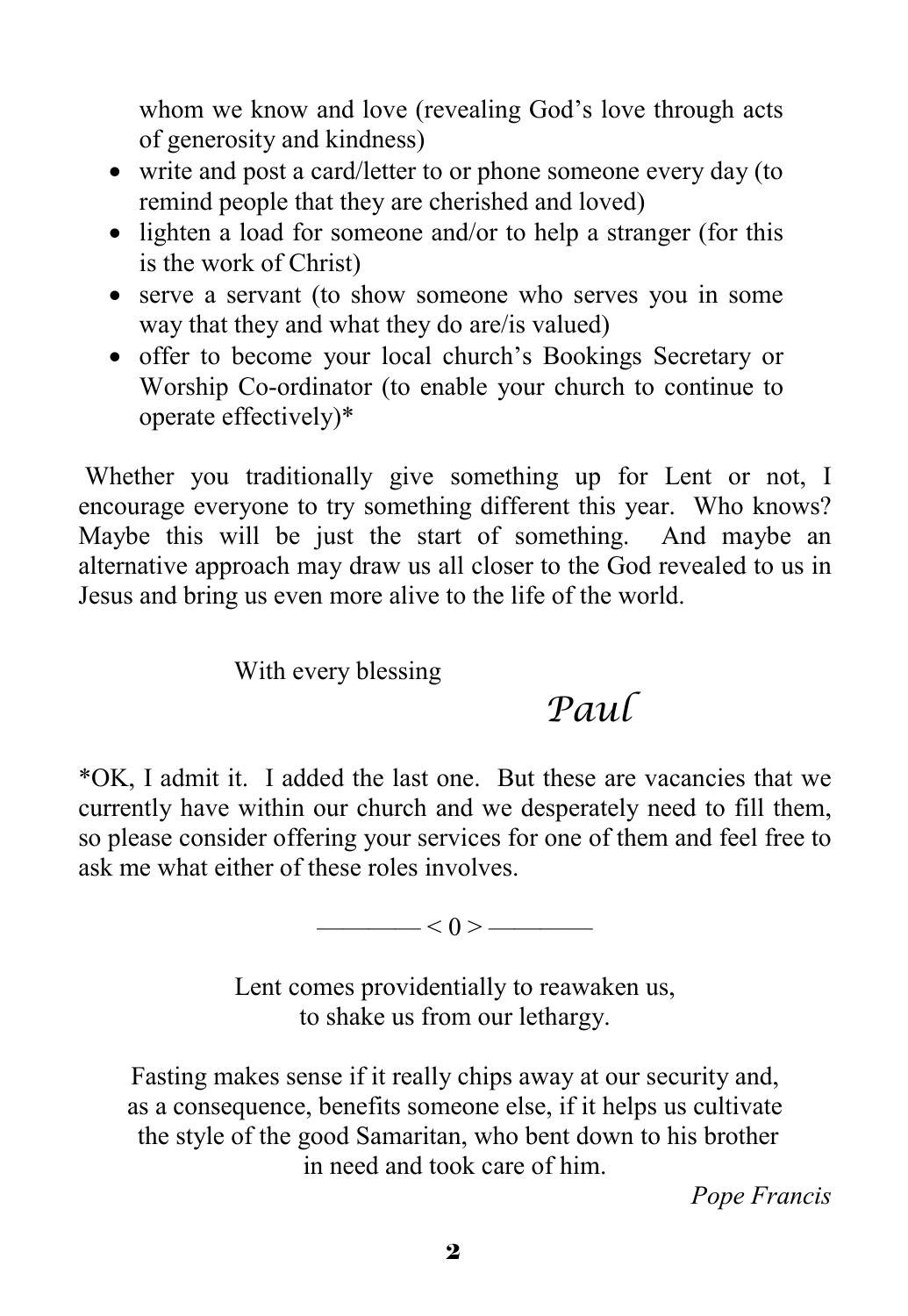whom we know and love (revealing God's love through acts of generosity and kindness)

- write and post a card/letter to or phone someone every day (to remind people that they are cherished and loved)
- lighten a load for someone and/or to help a stranger (for this is the work of Christ)
- serve a servant (to show someone who serves you in some way that they and what they do are/is valued)
- offer to become your local church's Bookings Secretary or Worship Co-ordinator (to enable your church to continue to operate effectively)*

Whether you traditionally give something up for Lent or not, I encourage everyone to try something different this year. Who knows? Maybe this will be just the start of something. And maybe an alternative approach may draw us all closer to the God revealed to us in Jesus and bring us even more alive to the life of the world.

With every blessing

*Paul*

*OK, I admit it. I added the last one. But these are vacancies that we currently have within our church and we desperately need to fill them, so please consider offering your services for one of them and feel free to ask me what either of these roles involves.

———— < 0 > ————

Lent comes providentially to reawaken us,
to shake us from our lethargy.

Fasting makes sense if it really chips away at our security and,
as a consequence, benefits someone else, if it helps us cultivate
the style of the good Samaritan, who bent down to his brother
in need and took care of him.

*Pope Francis*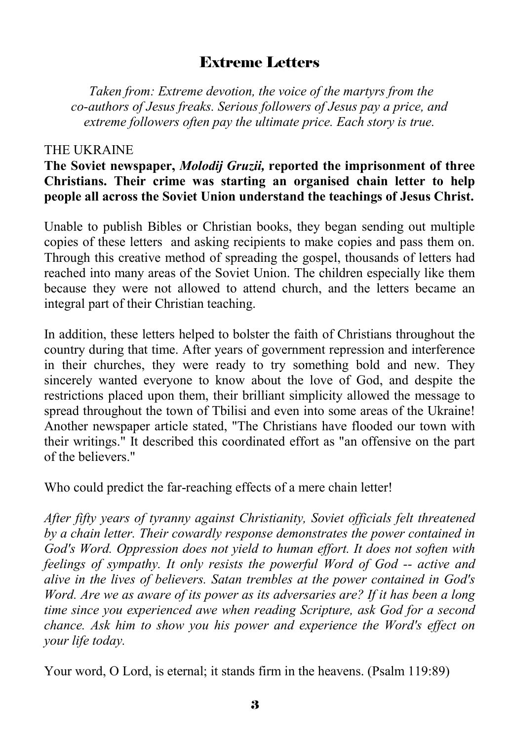# Extreme Letters

*Taken from: Extreme devotion, the voice of the martyrs from the co-authors of Jesus freaks. Serious followers of Jesus pay a price, and extreme followers often pay the ultimate price. Each story is true.*

THE UKRAINE

**The Soviet newspaper, *Molodij Gruzii,* reported the imprisonment of three Christians. Their crime was starting an organised chain letter to help people all across the Soviet Union understand the teachings of Jesus Christ.**

Unable to publish Bibles or Christian books, they began sending out multiple copies of these letters and asking recipients to make copies and pass them on. Through this creative method of spreading the gospel, thousands of letters had reached into many areas of the Soviet Union. The children especially like them because they were not allowed to attend church, and the letters became an integral part of their Christian teaching.

In addition, these letters helped to bolster the faith of Christians throughout the country during that time. After years of government repression and interference in their churches, they were ready to try something bold and new. They sincerely wanted everyone to know about the love of God, and despite the restrictions placed upon them, their brilliant simplicity allowed the message to spread throughout the town of Tbilisi and even into some areas of the Ukraine! Another newspaper article stated, "The Christians have flooded our town with their writings." It described this coordinated effort as "an offensive on the part of the believers."

Who could predict the far-reaching effects of a mere chain letter!

*After fifty years of tyranny against Christianity, Soviet officials felt threatened by a chain letter. Their cowardly response demonstrates the power contained in God's Word. Oppression does not yield to human effort. It does not soften with feelings of sympathy. It only resists the powerful Word of God -- active and alive in the lives of believers. Satan trembles at the power contained in God's Word. Are we as aware of its power as its adversaries are? If it has been a long time since you experienced awe when reading Scripture, ask God for a second chance. Ask him to show you his power and experience the Word's effect on your life today.*

Your word, O Lord, is eternal; it stands firm in the heavens. (Psalm 119:89)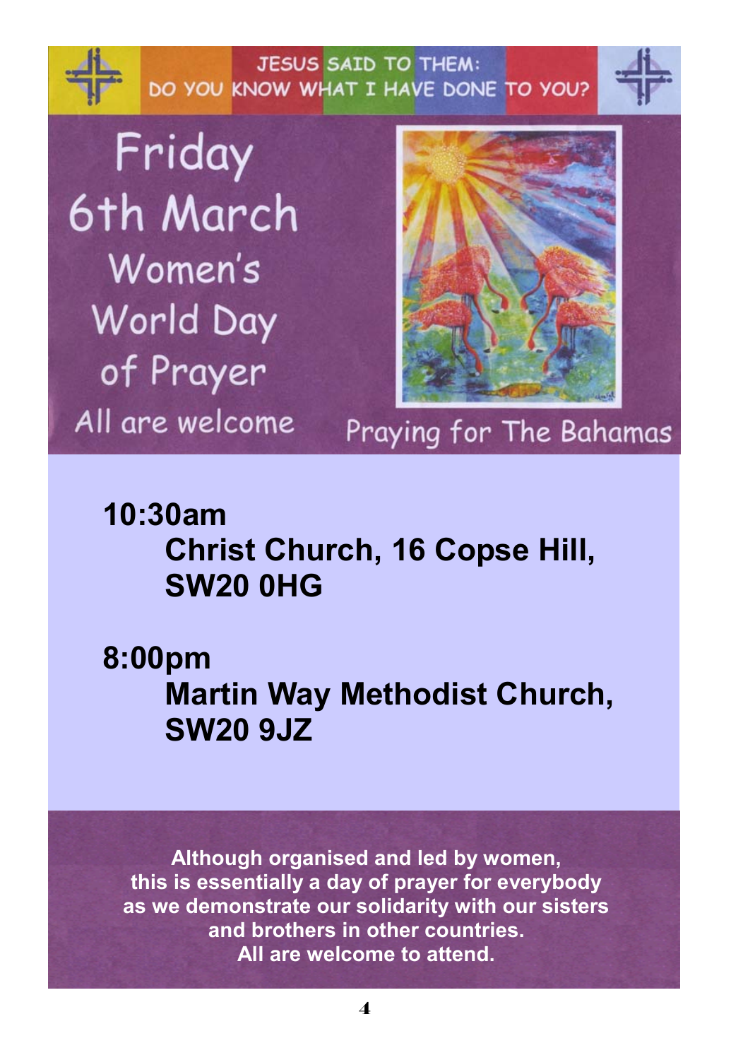JESUS SAID TO THEM:
DO YOU KNOW WHAT I HAVE DONE TO YOU?

# Friday 6th March

## Women's World Day of Prayer

All are welcome

Praying for The Bahamas

**10:30am**
**Christ Church, 16 Copse Hill, SW20 0HG**

**8:00pm**
**Martin Way Methodist Church, SW20 9JZ**

**Although organised and led by women, this is essentially a day of prayer for everybody as we demonstrate our solidarity with our sisters and brothers in other countries. All are welcome to attend.**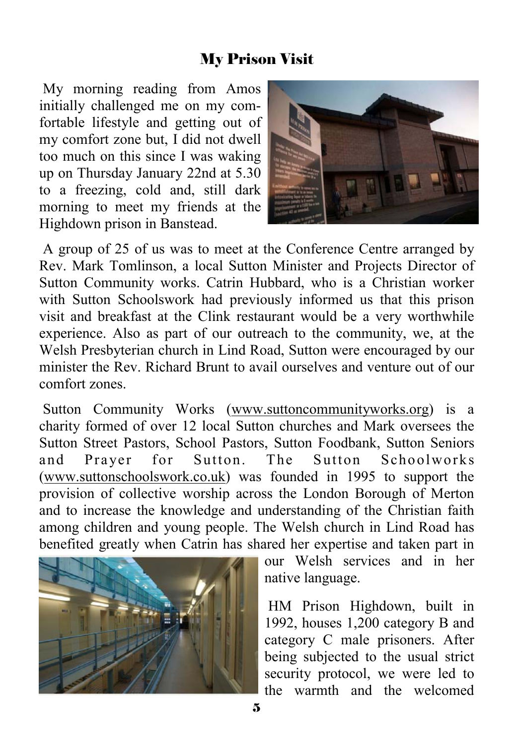## My Prison Visit

My morning reading from Amos initially challenged me on my comfortable lifestyle and getting out of my comfort zone but, I did not dwell too much on this since I was waking up on Thursday January 22nd at 5.30 to a freezing, cold and, still dark morning to meet my friends at the Highdown prison in Banstead.

A group of 25 of us was to meet at the Conference Centre arranged by Rev. Mark Tomlinson, a local Sutton Minister and Projects Director of Sutton Community works. Catrin Hubbard, who is a Christian worker with Sutton Schoolswork had previously informed us that this prison visit and breakfast at the Clink restaurant would be a very worthwhile experience. Also as part of our outreach to the community, we, at the Welsh Presbyterian church in Lind Road, Sutton were encouraged by our minister the Rev. Richard Brunt to avail ourselves and venture out of our comfort zones.

Sutton Community Works (www.suttoncommunityworks.org) is a charity formed of over 12 local Sutton churches and Mark oversees the Sutton Street Pastors, School Pastors, Sutton Foodbank, Sutton Seniors and Prayer for Sutton. The Sutton Schoolworks (www.suttonschoolswork.co.uk) was founded in 1995 to support the provision of collective worship across the London Borough of Merton and to increase the knowledge and understanding of the Christian faith among children and young people. The Welsh church in Lind Road has benefited greatly when Catrin has shared her expertise and taken part in our Welsh services and in her native language.

HM Prison Highdown, built in 1992, houses 1,200 category B and category C male prisoners. After being subjected to the usual strict security protocol, we were led to the warmth and the welcomed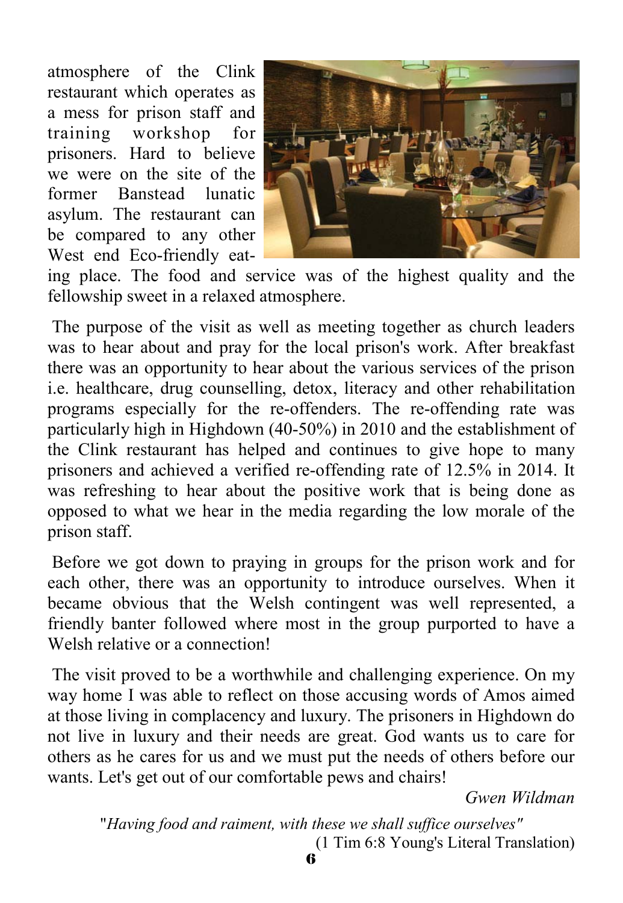atmosphere of the Clink restaurant which operates as a mess for prison staff and training workshop for prisoners. Hard to believe we were on the site of the former Banstead lunatic asylum. The restaurant can be compared to any other West end Eco-friendly eating place. The food and service was of the highest quality and the fellowship sweet in a relaxed atmosphere.

The purpose of the visit as well as meeting together as church leaders was to hear about and pray for the local prison's work. After breakfast there was an opportunity to hear about the various services of the prison i.e. healthcare, drug counselling, detox, literacy and other rehabilitation programs especially for the re-offenders. The re-offending rate was particularly high in Highdown (40-50%) in 2010 and the establishment of the Clink restaurant has helped and continues to give hope to many prisoners and achieved a verified re-offending rate of 12.5% in 2014. It was refreshing to hear about the positive work that is being done as opposed to what we hear in the media regarding the low morale of the prison staff.

Before we got down to praying in groups for the prison work and for each other, there was an opportunity to introduce ourselves. When it became obvious that the Welsh contingent was well represented, a friendly banter followed where most in the group purported to have a Welsh relative or a connection!

The visit proved to be a worthwhile and challenging experience. On my way home I was able to reflect on those accusing words of Amos aimed at those living in complacency and luxury. The prisoners in Highdown do not live in luxury and their needs are great. God wants us to care for others as he cares for us and we must put the needs of others before our wants. Let's get out of our comfortable pews and chairs!

*Gwen Wildman*

"*Having food and raiment, with these we shall suffice ourselves*"
(1 Tim 6:8 Young's Literal Translation)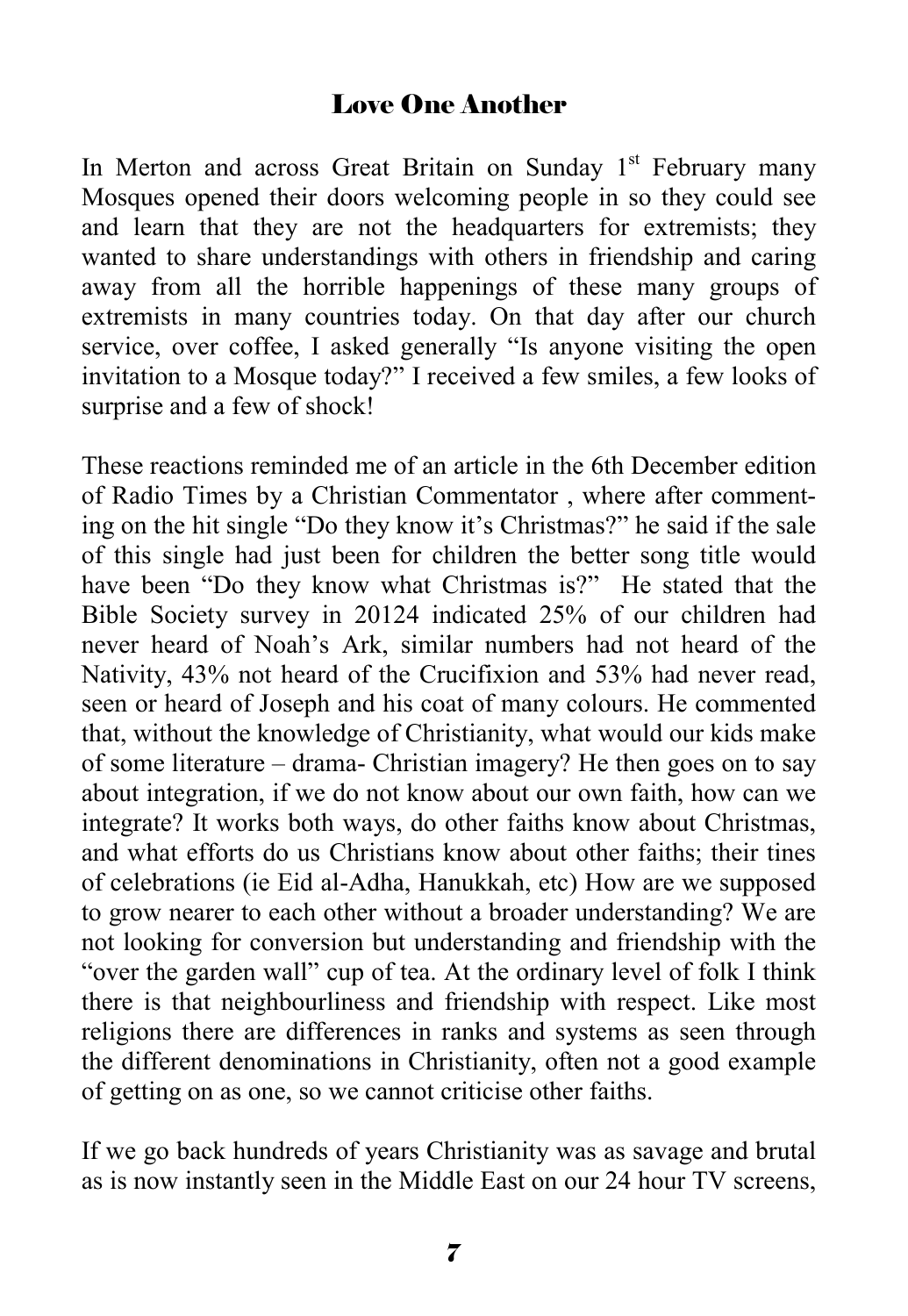## Love One Another

In Merton and across Great Britain on Sunday 1st February many Mosques opened their doors welcoming people in so they could see and learn that they are not the headquarters for extremists; they wanted to share understandings with others in friendship and caring away from all the horrible happenings of these many groups of extremists in many countries today. On that day after our church service, over coffee, I asked generally "Is anyone visiting the open invitation to a Mosque today?" I received a few smiles, a few looks of surprise and a few of shock!

These reactions reminded me of an article in the 6th December edition of Radio Times by a Christian Commentator , where after commenting on the hit single "Do they know it's Christmas?" he said if the sale of this single had just been for children the better song title would have been "Do they know what Christmas is?" He stated that the Bible Society survey in 20124 indicated 25% of our children had never heard of Noah's Ark, similar numbers had not heard of the Nativity, 43% not heard of the Crucifixion and 53% had never read, seen or heard of Joseph and his coat of many colours. He commented that, without the knowledge of Christianity, what would our kids make of some literature – drama- Christian imagery? He then goes on to say about integration, if we do not know about our own faith, how can we integrate? It works both ways, do other faiths know about Christmas, and what efforts do us Christians know about other faiths; their tines of celebrations (ie Eid al-Adha, Hanukkah, etc) How are we supposed to grow nearer to each other without a broader understanding? We are not looking for conversion but understanding and friendship with the "over the garden wall" cup of tea. At the ordinary level of folk I think there is that neighbourliness and friendship with respect. Like most religions there are differences in ranks and systems as seen through the different denominations in Christianity, often not a good example of getting on as one, so we cannot criticise other faiths.

If we go back hundreds of years Christianity was as savage and brutal as is now instantly seen in the Middle East on our 24 hour TV screens,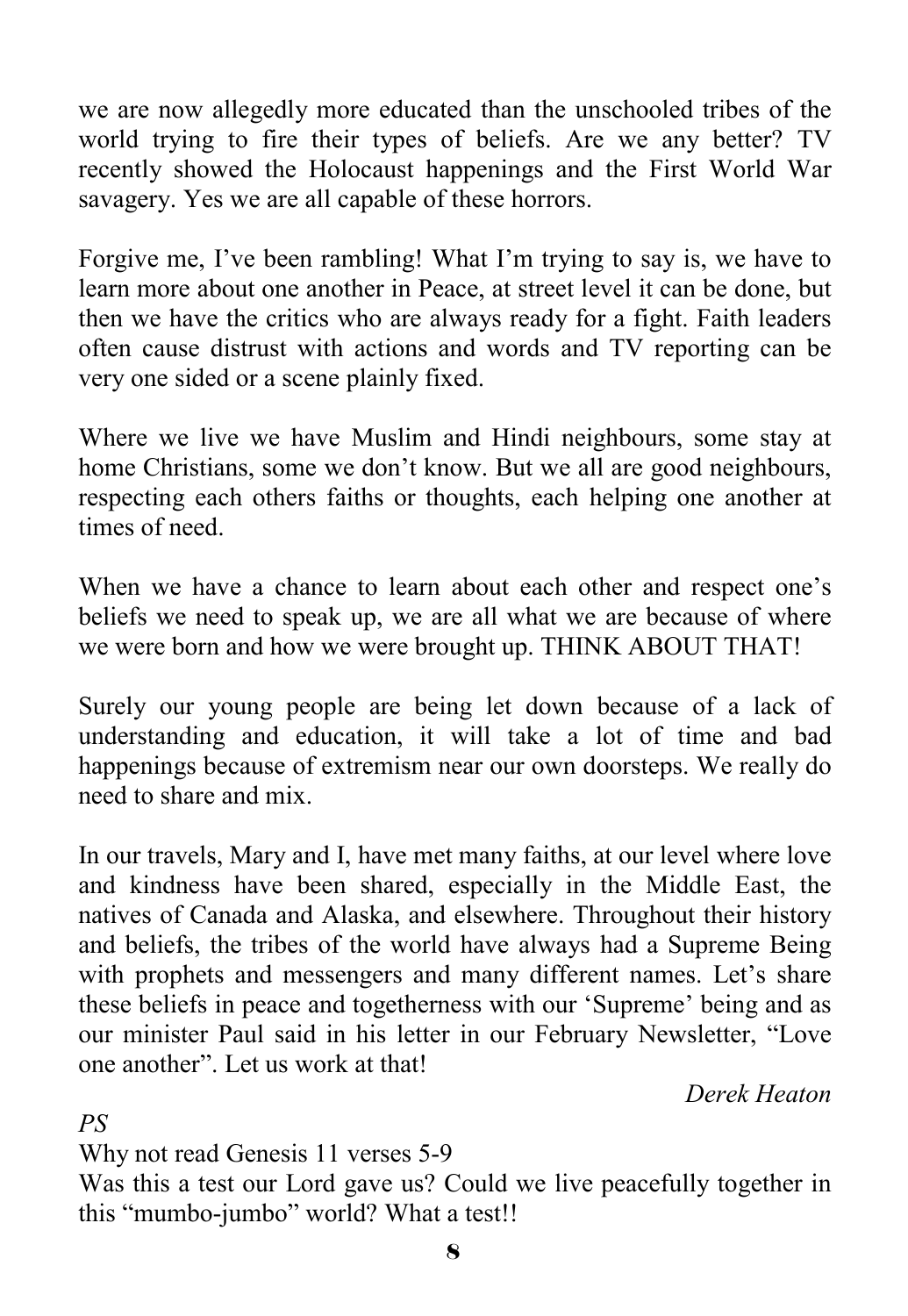we are now allegedly more educated than the unschooled tribes of the world trying to fire their types of beliefs. Are we any better? TV recently showed the Holocaust happenings and the First World War savagery. Yes we are all capable of these horrors.

Forgive me, I've been rambling! What I'm trying to say is, we have to learn more about one another in Peace, at street level it can be done, but then we have the critics who are always ready for a fight. Faith leaders often cause distrust with actions and words and TV reporting can be very one sided or a scene plainly fixed.

Where we live we have Muslim and Hindi neighbours, some stay at home Christians, some we don't know. But we all are good neighbours, respecting each others faiths or thoughts, each helping one another at times of need.

When we have a chance to learn about each other and respect one's beliefs we need to speak up, we are all what we are because of where we were born and how we were brought up. THINK ABOUT THAT!

Surely our young people are being let down because of a lack of understanding and education, it will take a lot of time and bad happenings because of extremism near our own doorsteps. We really do need to share and mix.

In our travels, Mary and I, have met many faiths, at our level where love and kindness have been shared, especially in the Middle East, the natives of Canada and Alaska, and elsewhere. Throughout their history and beliefs, the tribes of the world have always had a Supreme Being with prophets and messengers and many different names. Let's share these beliefs in peace and togetherness with our 'Supreme' being and as our minister Paul said in his letter in our February Newsletter, "Love one another". Let us work at that!

*Derek Heaton*

*PS*

Why not read Genesis 11 verses 5-9

Was this a test our Lord gave us? Could we live peacefully together in this "mumbo-jumbo" world? What a test!!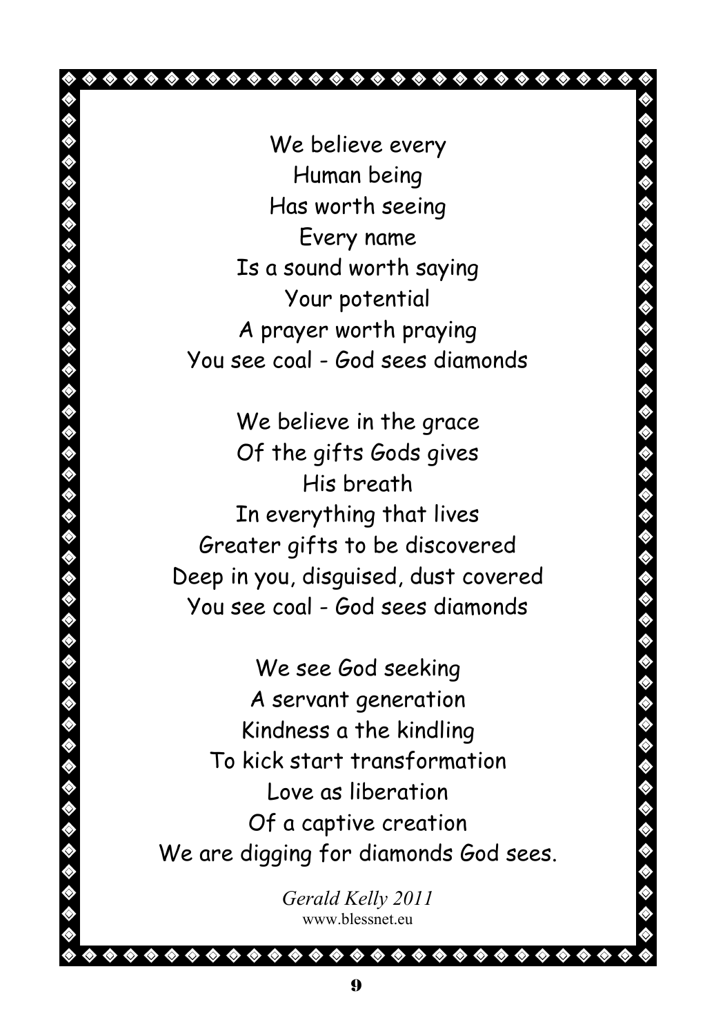We believe every  
Human being  
Has worth seeing  
Every name  
Is a sound worth saying  
Your potential  
A prayer worth praying  
You see coal - God sees diamonds

We believe in the grace  
Of the gifts Gods gives  
His breath  
In everything that lives  
Greater gifts to be discovered  
Deep in you, disguised, dust covered  
You see coal - God sees diamonds

We see God seeking  
A servant generation  
Kindness a the kindling  
To kick start transformation  
Love as liberation  
Of a captive creation  
We are digging for diamonds God sees.

*Gerald Kelly 2011*  
www.blessnet.eu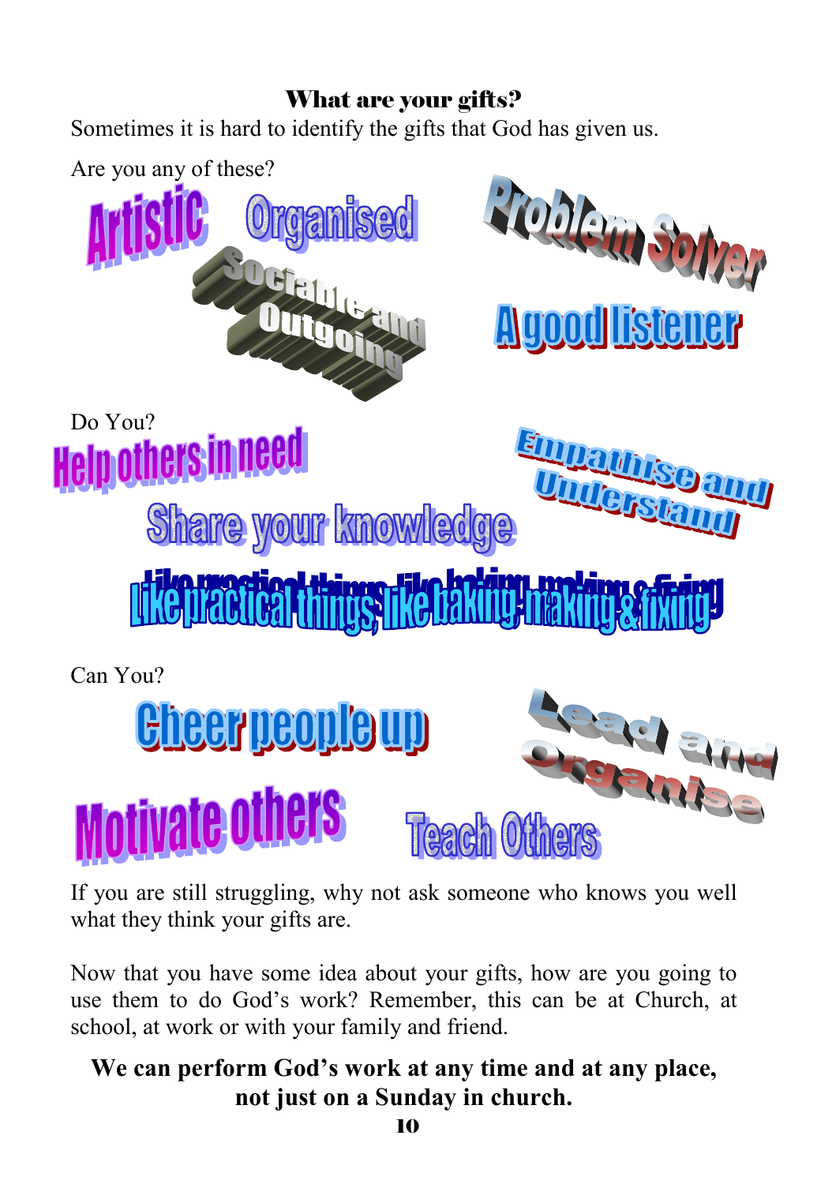## What are your gifts?

Sometimes it is hard to identify the gifts that God has given us.

Are you any of these?

Artistic

Organised

Problem Solver

Sociable and Outgoing

A good listener

Do You?

Help others in need

Empathise and Understand

Share your knowledge

Like practical things, like baking, making & fixing

Can You?

Cheer people up

Lead and Organise

Motivate others

Teach Others

If you are still struggling, why not ask someone who knows you well what they think your gifts are.

Now that you have some idea about your gifts, how are you going to use them to do God's work? Remember, this can be at Church, at school, at work or with your family and friend.

**We can perform God's work at any time and at any place, not just on a Sunday in church.**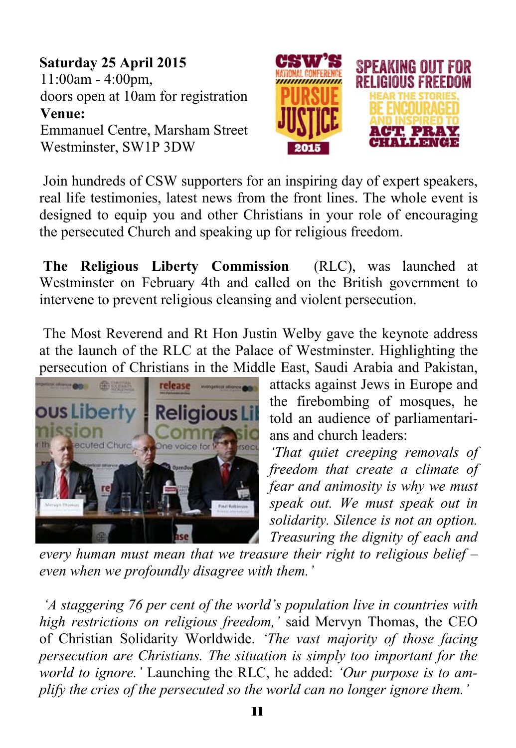**Saturday 25 April 2015**
11:00am - 4:00pm,
doors open at 10am for registration
**Venue:**
Emmanuel Centre, Marsham Street
Westminster, SW1P 3DW

CSW'S NATIONAL CONFERENCE PURSUE JUSTICE 2015

SPEAKING OUT FOR RELIGIOUS FREEDOM
HEAR THE STORIES, BE ENCOURAGED AND INSPIRED TO ACT, PRAY, CHALLENGE

Join hundreds of CSW supporters for an inspiring day of expert speakers, real life testimonies, latest news from the front lines. The whole event is designed to equip you and other Christians in your role of encouraging the persecuted Church and speaking up for religious freedom.

**The Religious Liberty Commission** (RLC), was launched at Westminster on February 4th and called on the British government to intervene to prevent religious cleansing and violent persecution.

The Most Reverend and Rt Hon Justin Welby gave the keynote address at the launch of the RLC at the Palace of Westminster. Highlighting the persecution of Christians in the Middle East, Saudi Arabia and Pakistan, attacks against Jews in Europe and the firebombing of mosques, he told an audience of parliamentarians and church leaders:
*'That quiet creeping removals of freedom that create a climate of fear and animosity is why we must speak out. We must speak out in solidarity. Silence is not an option. Treasuring the dignity of each and every human must mean that we treasure their right to religious belief – even when we profoundly disagree with them.'*

*'A staggering 76 per cent of the world's population live in countries with high restrictions on religious freedom,'* said Mervyn Thomas, the CEO of Christian Solidarity Worldwide. *'The vast majority of those facing persecution are Christians. The situation is simply too important for the world to ignore.'* Launching the RLC, he added: *'Our purpose is to amplify the cries of the persecuted so the world can no longer ignore them.'*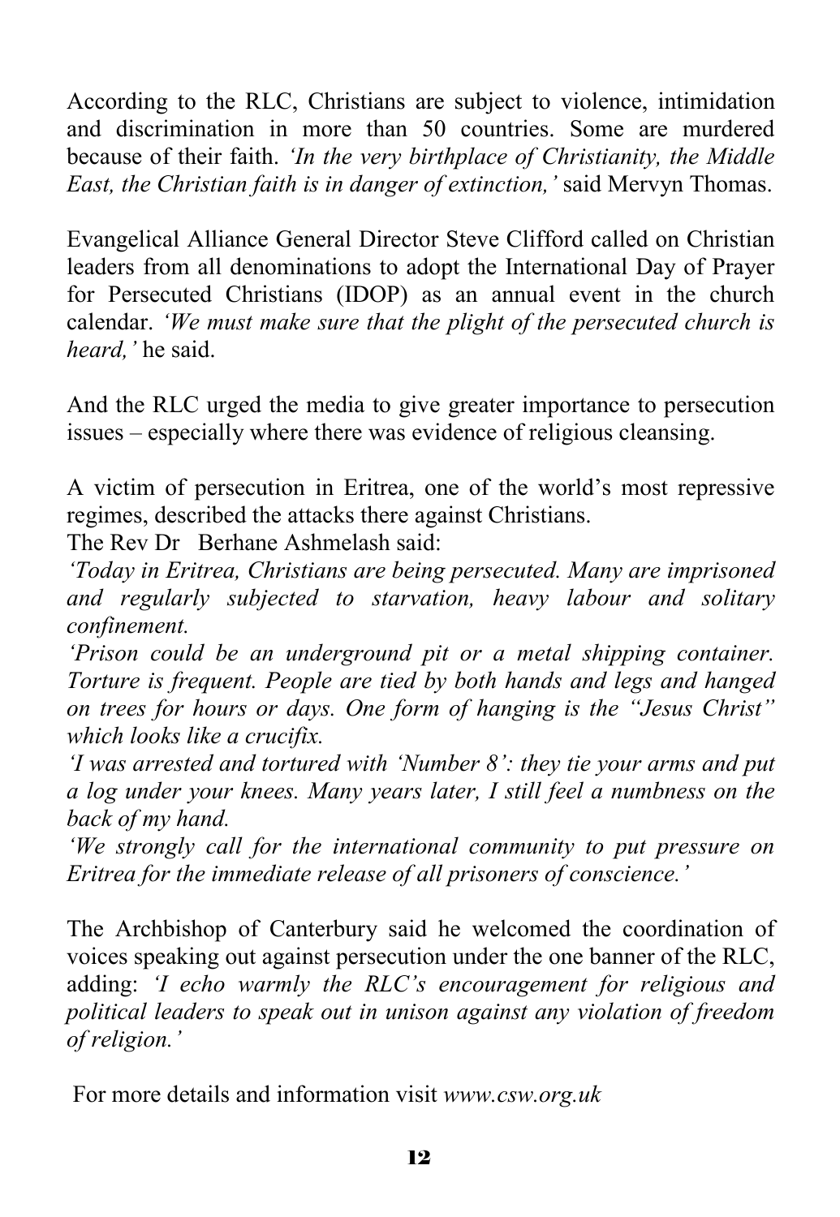According to the RLC, Christians are subject to violence, intimidation and discrimination in more than 50 countries. Some are murdered because of their faith. *'In the very birthplace of Christianity, the Middle East, the Christian faith is in danger of extinction,'* said Mervyn Thomas.

Evangelical Alliance General Director Steve Clifford called on Christian leaders from all denominations to adopt the International Day of Prayer for Persecuted Christians (IDOP) as an annual event in the church calendar. *'We must make sure that the plight of the persecuted church is heard,'* he said.

And the RLC urged the media to give greater importance to persecution issues – especially where there was evidence of religious cleansing.

A victim of persecution in Eritrea, one of the world's most repressive regimes, described the attacks there against Christians.
The Rev Dr Berhane Ashmelash said:
*'Today in Eritrea, Christians are being persecuted. Many are imprisoned and regularly subjected to starvation, heavy labour and solitary confinement.*
*'Prison could be an underground pit or a metal shipping container. Torture is frequent. People are tied by both hands and legs and hanged on trees for hours or days. One form of hanging is the "Jesus Christ" which looks like a crucifix.*
*'I was arrested and tortured with 'Number 8': they tie your arms and put a log under your knees. Many years later, I still feel a numbness on the back of my hand.*
*'We strongly call for the international community to put pressure on Eritrea for the immediate release of all prisoners of conscience.'*

The Archbishop of Canterbury said he welcomed the coordination of voices speaking out against persecution under the one banner of the RLC, adding: *'I echo warmly the RLC's encouragement for religious and political leaders to speak out in unison against any violation of freedom of religion.'*

For more details and information visit *www.csw.org.uk*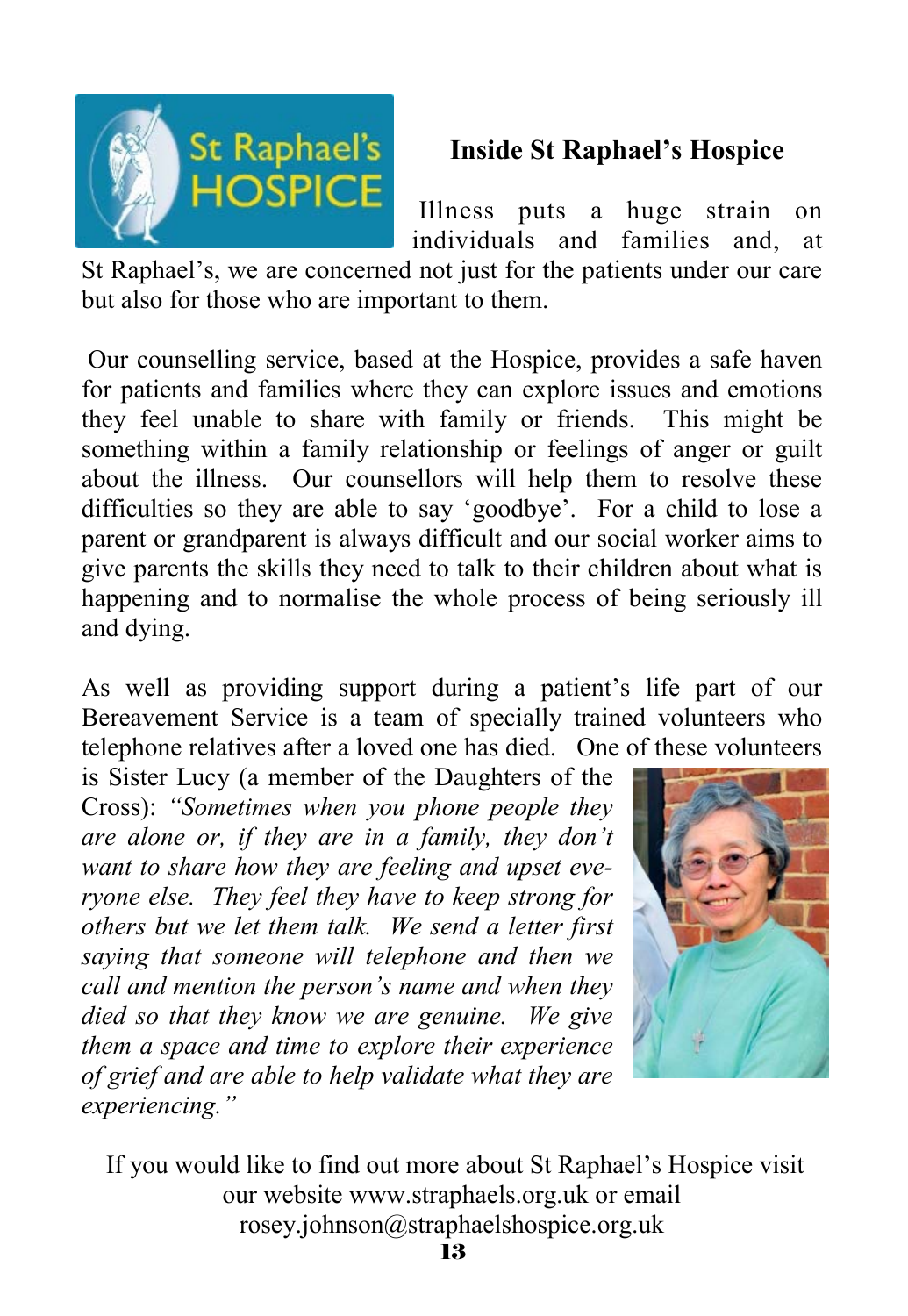## Inside St Raphael's Hospice

Illness puts a huge strain on individuals and families and, at St Raphael's, we are concerned not just for the patients under our care but also for those who are important to them.

Our counselling service, based at the Hospice, provides a safe haven for patients and families where they can explore issues and emotions they feel unable to share with family or friends. This might be something within a family relationship or feelings of anger or guilt about the illness. Our counsellors will help them to resolve these difficulties so they are able to say 'goodbye'. For a child to lose a parent or grandparent is always difficult and our social worker aims to give parents the skills they need to talk to their children about what is happening and to normalise the whole process of being seriously ill and dying.

As well as providing support during a patient's life part of our Bereavement Service is a team of specially trained volunteers who telephone relatives after a loved one has died. One of these volunteers is Sister Lucy (a member of the Daughters of the Cross): *"Sometimes when you phone people they are alone or, if they are in a family, they don't want to share how they are feeling and upset everyone else. They feel they have to keep strong for others but we let them talk. We send a letter first saying that someone will telephone and then we call and mention the person's name and when they died so that they know we are genuine. We give them a space and time to explore their experience of grief and are able to help validate what they are experiencing."*

If you would like to find out more about St Raphael's Hospice visit our website www.straphaels.org.uk or email rosey.johnson@straphaelshospice.org.uk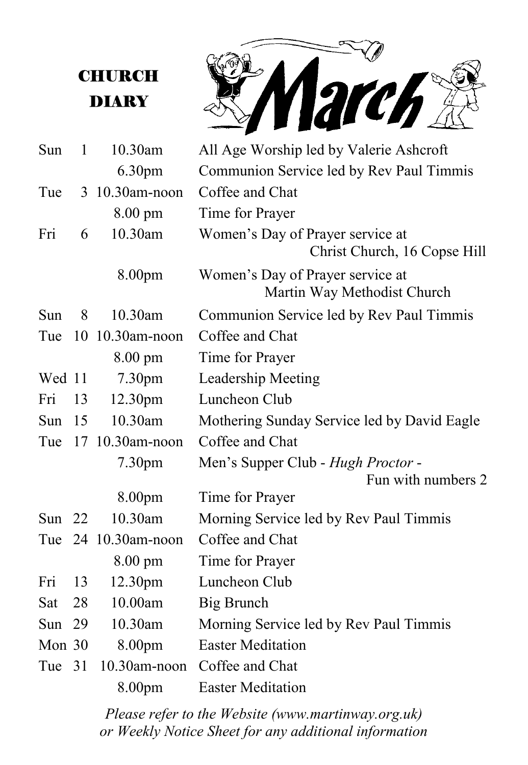# CHURCH DIARY

# March

| | | | |
|---|---|---|---|
| Sun | 1 | 10.30am | All Age Worship led by Valerie Ashcroft |
| | | 6.30pm | Communion Service led by Rev Paul Timmis |
| Tue | 3 | 10.30am-noon | Coffee and Chat |
| | | 8.00 pm | Time for Prayer |
| Fri | 6 | 10.30am | Women's Day of Prayer service at Christ Church, 16 Copse Hill |
| | | 8.00pm | Women's Day of Prayer service at Martin Way Methodist Church |
| Sun | 8 | 10.30am | Communion Service led by Rev Paul Timmis |
| Tue | 10 | 10.30am-noon | Coffee and Chat |
| | | 8.00 pm | Time for Prayer |
| Wed | 11 | 7.30pm | Leadership Meeting |
| Fri | 13 | 12.30pm | Luncheon Club |
| Sun | 15 | 10.30am | Mothering Sunday Service led by David Eagle |
| Tue | 17 | 10.30am-noon | Coffee and Chat |
| | | 7.30pm | Men's Supper Club - *Hugh Proctor* - Fun with numbers 2 |
| | | 8.00pm | Time for Prayer |
| Sun | 22 | 10.30am | Morning Service led by Rev Paul Timmis |
| Tue | 24 | 10.30am-noon | Coffee and Chat |
| | | 8.00 pm | Time for Prayer |
| Fri | 13 | 12.30pm | Luncheon Club |
| Sat | 28 | 10.00am | Big Brunch |
| Sun | 29 | 10.30am | Morning Service led by Rev Paul Timmis |
| Mon | 30 | 8.00pm | Easter Meditation |
| Tue | 31 | 10.30am-noon | Coffee and Chat |
| | | 8.00pm | Easter Meditation |

*Please refer to the Website (www.martinway.org.uk) or Weekly Notice Sheet for any additional information*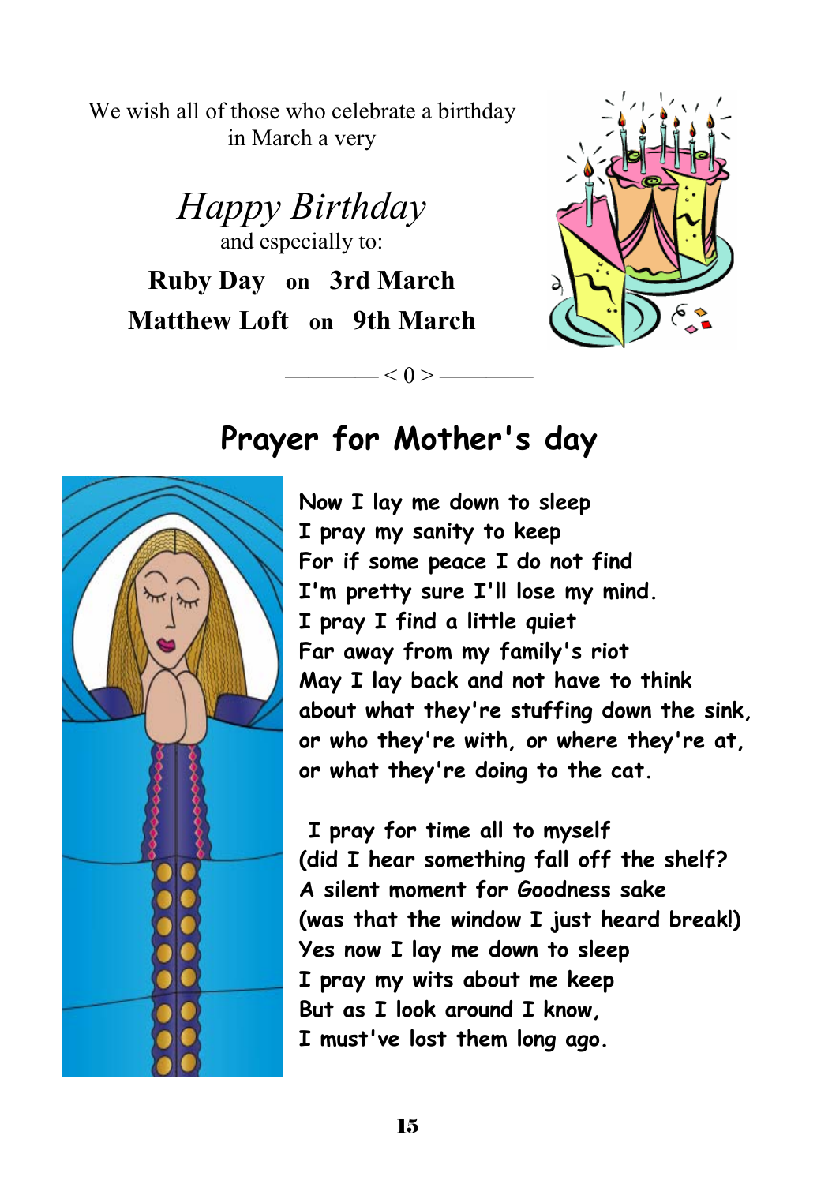We wish all of those who celebrate a birthday in March a very

*Happy Birthday*

and especially to:

**Ruby Day on 3rd March**

**Matthew Loft on 9th March**

———— < 0 > ————

## Prayer for Mother's day

Now I lay me down to sleep
I pray my sanity to keep
For if some peace I do not find
I'm pretty sure I'll lose my mind.
I pray I find a little quiet
Far away from my family's riot
May I lay back and not have to think
about what they're stuffing down the sink,
or who they're with, or where they're at,
or what they're doing to the cat.

I pray for time all to myself
(did I hear something fall off the shelf?
A silent moment for Goodness sake
(was that the window I just heard break!)
Yes now I lay me down to sleep
I pray my wits about me keep
But as I look around I know,
I must've lost them long ago.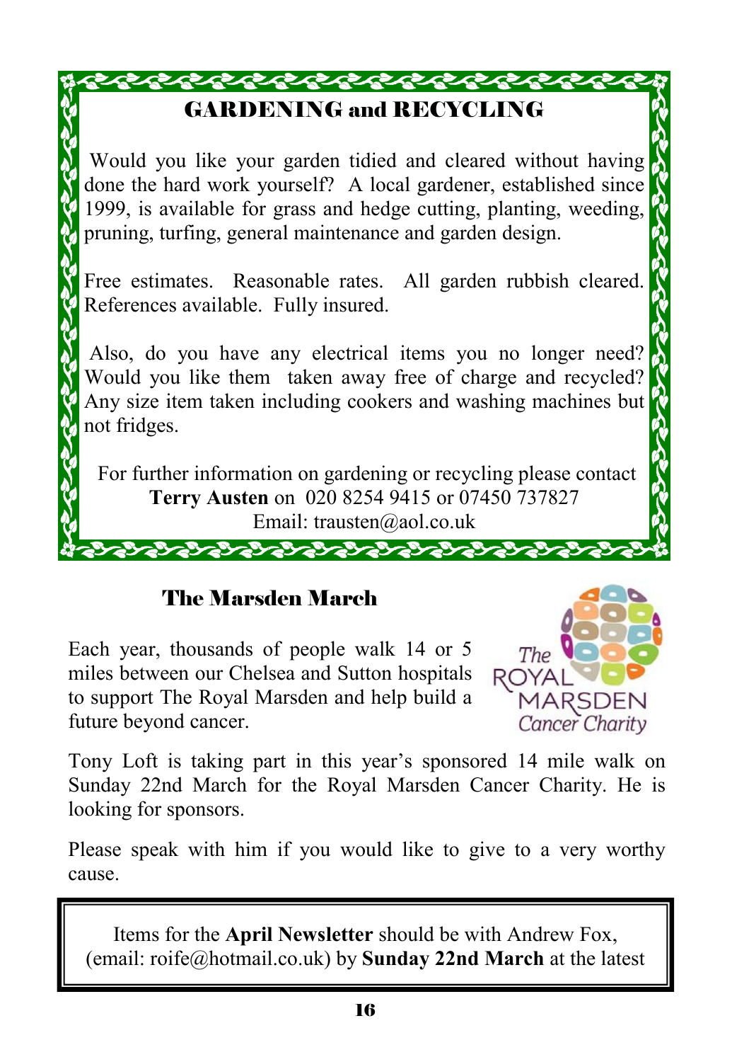## GARDENING and RECYCLING

Would you like your garden tidied and cleared without having done the hard work yourself? A local gardener, established since 1999, is available for grass and hedge cutting, planting, weeding, pruning, turfing, general maintenance and garden design.

Free estimates. Reasonable rates. All garden rubbish cleared. References available. Fully insured.

Also, do you have any electrical items you no longer need? Would you like them taken away free of charge and recycled? Any size item taken including cookers and washing machines but not fridges.

For further information on gardening or recycling please contact **Terry Austen** on 020 8254 9415 or 07450 737827
Email: trausten@aol.co.uk

## The Marsden March

Each year, thousands of people walk 14 or 5 miles between our Chelsea and Sutton hospitals to support The Royal Marsden and help build a future beyond cancer.

The ROYAL MARSDEN Cancer Charity

Tony Loft is taking part in this year's sponsored 14 mile walk on Sunday 22nd March for the Royal Marsden Cancer Charity. He is looking for sponsors.

Please speak with him if you would like to give to a very worthy cause.

Items for the **April Newsletter** should be with Andrew Fox, (email: roife@hotmail.co.uk) by **Sunday 22nd March** at the latest